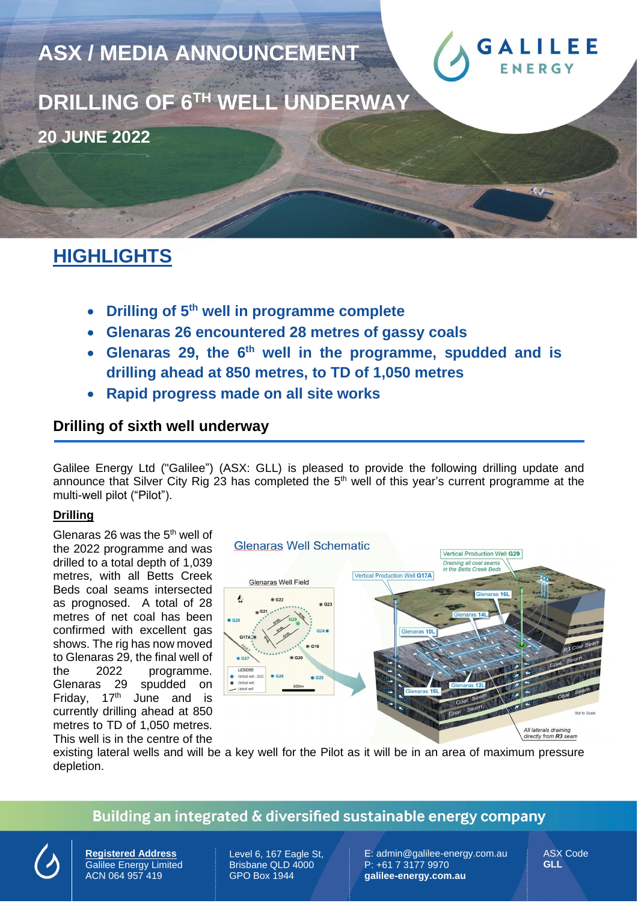# ASX / MEDIA ANNOUNCEMENT

# DRILLING OF 6TH WELL UNDERWAY

**20 JUNE 2022**

## HIGHLIGHTS

- **Drilling of 5th well in programme complete**
- **Glenaras 26 encountered 28 metres of gassy coals**
- **Glenaras 29, the 6th well in the programme, spudded and is drilling ahead at 850 metres, to TD of 1,050 metres**
- **Rapid progress made on all site works**

### Drilling of sixth well underway

Galilee Energy Ltd ("Galilee") (ASX: GLL) is pleased to provide the following drilling update and announce that Silver City Rig 23 has completed the 5th well of this year's current programme at the multi-well pilot ("Pilot").

**Drilling**

Glenaras 26 was the 5th well of the 2022 programme and was drilled to a total depth of 1,039 metres, with all Betts Creek Beds coal seams intersected as prognosed. A total of 28 metres of net coal has been confirmed with excellent gas shows. The rig has now moved to Glenaras 29, the final well of the 2022 programme. Glenaras 29 spudded on Friday, 17th June and is currently drilling ahead at 850 metres to TD of 1,050 metres. This well is in the centre of the existing lateral wells and will be a key well for the Pilot as it will be in an area of maximum pressure depletion.

Glenaras Well Schematic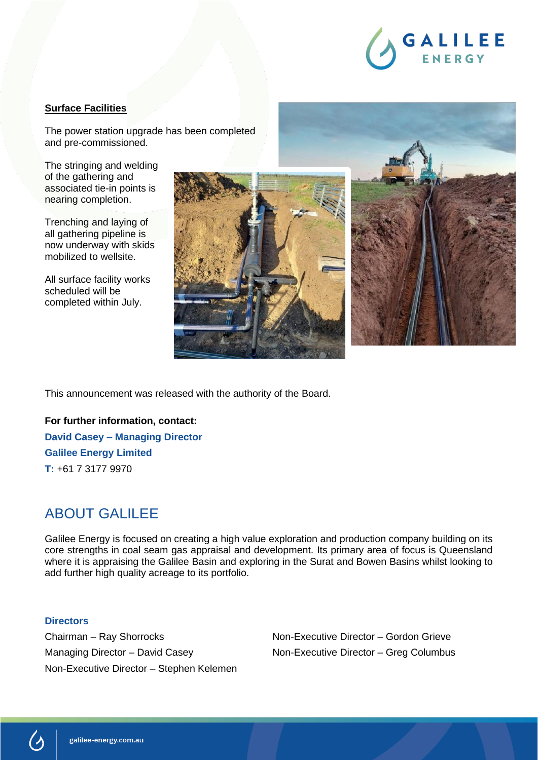**Surface Facilities**

The power station upgrade has been completed and pre-commissioned.

The stringing and welding of the gathering and associated tie-in points is nearing completion.

Trenching and laying of all gathering pipeline is now underway with skids mobilized to wellsite.

All surface facility works scheduled will be completed within July.

This announcement was released with the authority of the Board.

**For further information, contact:**

**David Casey – Managing Director**

**Galilee Energy Limited**

**T:** +61 7 3177 9970

## ABOUT GALILEE

Galilee Energy is focused on creating a high value exploration and production company building on its core strengths in coal seam gas appraisal and development. Its primary area of focus is Queensland where it is appraising the Galilee Basin and exploring in the Surat and Bowen Basins whilst looking to add further high quality acreage to its portfolio.

**Directors**

Chairman – Ray Shorrocks

Managing Director – David Casey

Non-Executive Director – Stephen Kelemen

Non-Executive Director – Gordon Grieve

Non-Executive Director – Greg Columbus